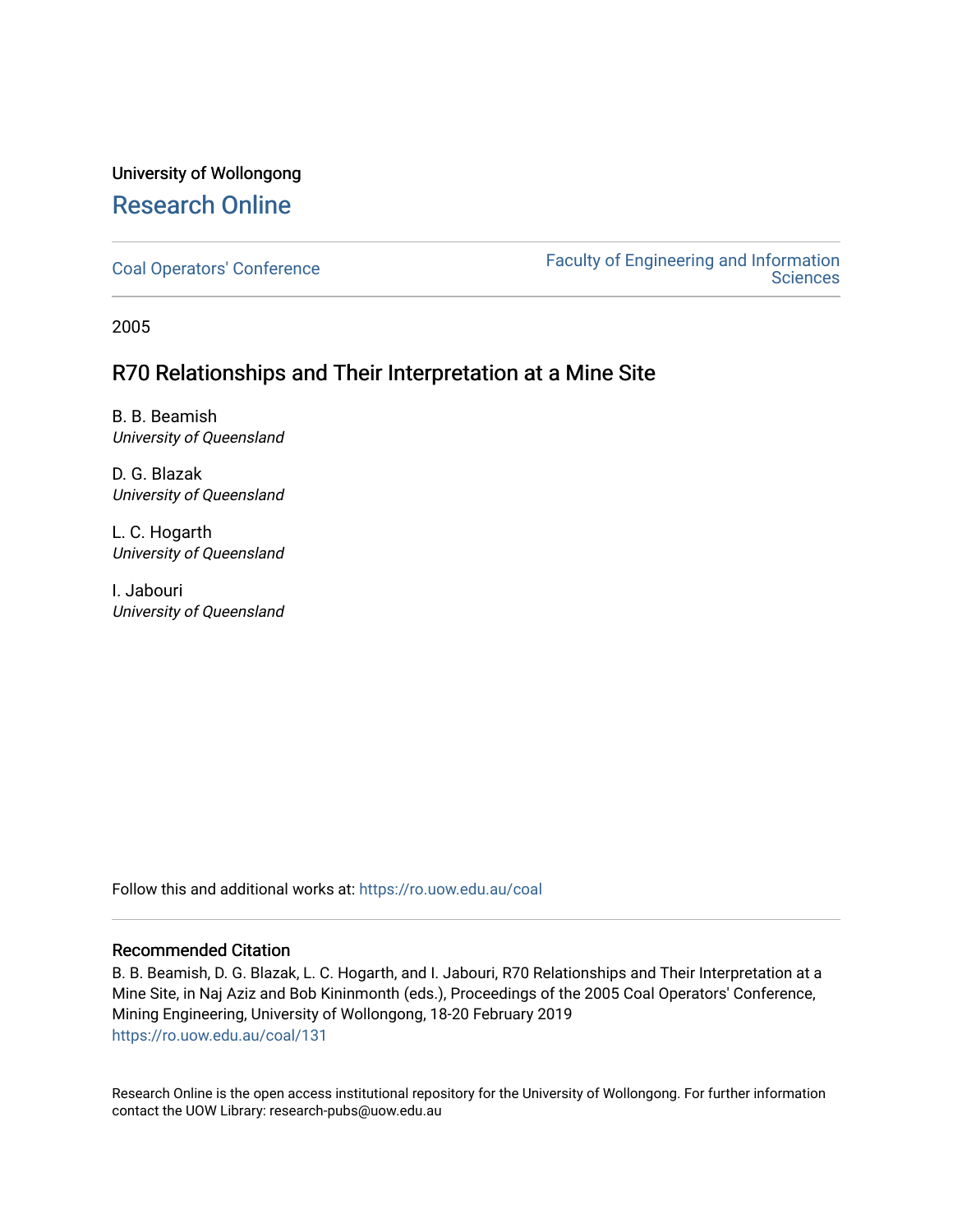University of Wollongong

# Research Online

Coal Operators' Conference

Faculty of Engineering and Information Sciences

2005

## R70 Relationships and Their Interpretation at a Mine Site

B. B. Beamish
*University of Queensland*

D. G. Blazak
*University of Queensland*

L. C. Hogarth
*University of Queensland*

I. Jabouri
*University of Queensland*

Follow this and additional works at: https://ro.uow.edu.au/coal

### Recommended Citation

B. B. Beamish, D. G. Blazak, L. C. Hogarth, and I. Jabouri, R70 Relationships and Their Interpretation at a Mine Site, in Naj Aziz and Bob Kininmonth (eds.), Proceedings of the 2005 Coal Operators' Conference, Mining Engineering, University of Wollongong, 18-20 February 2019
https://ro.uow.edu.au/coal/131

Research Online is the open access institutional repository for the University of Wollongong. For further information contact the UOW Library: research-pubs@uow.edu.au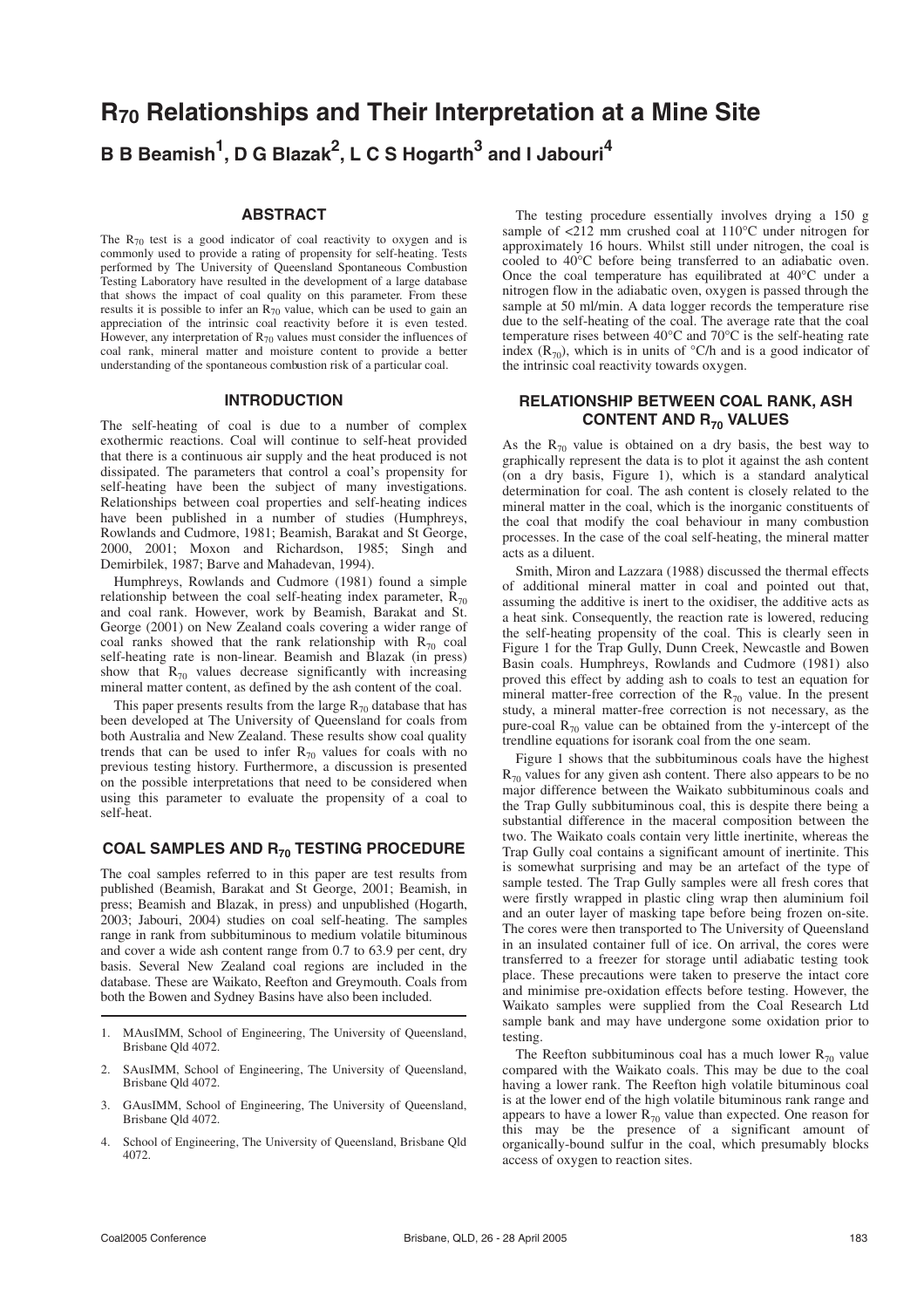# $R_{70}$ Relationships and Their Interpretation at a Mine Site

**B B Beamish[1], D G Blazak[2], L C S Hogarth[3] and I Jabouri[4]**

## ABSTRACT

The $R_{70}$ test is a good indicator of coal reactivity to oxygen and is commonly used to provide a rating of propensity for self-heating. Tests performed by The University of Queensland Spontaneous Combustion Testing Laboratory have resulted in the development of a large database that shows the impact of coal quality on this parameter. From these results it is possible to infer an $R_{70}$ value, which can be used to gain an appreciation of the intrinsic coal reactivity before it is even tested. However, any interpretation of $R_{70}$ values must consider the influences of coal rank, mineral matter and moisture content to provide a better understanding of the spontaneous combustion risk of a particular coal.

## INTRODUCTION

The self-heating of coal is due to a number of complex exothermic reactions. Coal will continue to self-heat provided that there is a continuous air supply and the heat produced is not dissipated. The parameters that control a coal's propensity for self-heating have been the subject of many investigations. Relationships between coal properties and self-heating indices have been published in a number of studies (Humphreys, Rowlands and Cudmore, 1981; Beamish, Barakat and St George, 2000, 2001; Moxon and Richardson, 1985; Singh and Demirbilek, 1987; Barve and Mahadevan, 1994).

Humphreys, Rowlands and Cudmore (1981) found a simple relationship between the coal self-heating index parameter, $R_{70}$ and coal rank. However, work by Beamish, Barakat and St. George (2001) on New Zealand coals covering a wider range of coal ranks showed that the rank relationship with $R_{70}$ coal self-heating rate is non-linear. Beamish and Blazak (in press) show that $R_{70}$ values decrease significantly with increasing mineral matter content, as defined by the ash content of the coal.

This paper presents results from the large $R_{70}$ database that has been developed at The University of Queensland for coals from both Australia and New Zealand. These results show coal quality trends that can be used to infer $R_{70}$ values for coals with no previous testing history. Furthermore, a discussion is presented on the possible interpretations that need to be considered when using this parameter to evaluate the propensity of a coal to self-heat.

## COAL SAMPLES AND $R_{70}$ TESTING PROCEDURE

The coal samples referred to in this paper are test results from published (Beamish, Barakat and St George, 2001; Beamish, in press; Beamish and Blazak, in press) and unpublished (Hogarth, 2003; Jabouri, 2004) studies on coal self-heating. The samples range in rank from subbituminous to medium volatile bituminous and cover a wide ash content range from 0.7 to 63.9 per cent, dry basis. Several New Zealand coal regions are included in the database. These are Waikato, Reefton and Greymouth. Coals from both the Bowen and Sydney Basins have also been included.

1. MAusIMM, School of Engineering, The University of Queensland, Brisbane Qld 4072.
2. SAusIMM, School of Engineering, The University of Queensland, Brisbane Qld 4072.
3. GAusIMM, School of Engineering, The University of Queensland, Brisbane Qld 4072.
4. School of Engineering, The University of Queensland, Brisbane Qld 4072.

The testing procedure essentially involves drying a 150 g sample of <212 mm crushed coal at 110°C under nitrogen for approximately 16 hours. Whilst still under nitrogen, the coal is cooled to 40°C before being transferred to an adiabatic oven. Once the coal temperature has equilibrated at 40°C under a nitrogen flow in the adiabatic oven, oxygen is passed through the sample at 50 ml/min. A data logger records the temperature rise due to the self-heating of the coal. The average rate that the coal temperature rises between 40°C and 70°C is the self-heating rate index ($R_{70}$), which is in units of °C/h and is a good indicator of the intrinsic coal reactivity towards oxygen.

## RELATIONSHIP BETWEEN COAL RANK, ASH CONTENT AND $R_{70}$ VALUES

As the $R_{70}$ value is obtained on a dry basis, the best way to graphically represent the data is to plot it against the ash content (on a dry basis, Figure 1), which is a standard analytical determination for coal. The ash content is closely related to the mineral matter in the coal, which is the inorganic constituents of the coal that modify the coal behaviour in many combustion processes. In the case of the coal self-heating, the mineral matter acts as a diluent.

Smith, Miron and Lazzara (1988) discussed the thermal effects of additional mineral matter in coal and pointed out that, assuming the additive is inert to the oxidiser, the additive acts as a heat sink. Consequently, the reaction rate is lowered, reducing the self-heating propensity of the coal. This is clearly seen in Figure 1 for the Trap Gully, Dunn Creek, Newcastle and Bowen Basin coals. Humphreys, Rowlands and Cudmore (1981) also proved this effect by adding ash to coals to test an equation for mineral matter-free correction of the $R_{70}$ value. In the present study, a mineral matter-free correction is not necessary, as the pure-coal $R_{70}$ value can be obtained from the y-intercept of the trendline equations for isorank coal from the one seam.

Figure 1 shows that the subbituminous coals have the highest $R_{70}$ values for any given ash content. There also appears to be no major difference between the Waikato subbituminous coals and the Trap Gully subbituminous coal, this is despite there being a substantial difference in the maceral composition between the two. The Waikato coals contain very little inertinite, whereas the Trap Gully coal contains a significant amount of inertinite. This is somewhat surprising and may be an artefact of the type of sample tested. The Trap Gully samples were all fresh cores that were firstly wrapped in plastic cling wrap then aluminium foil and an outer layer of masking tape before being frozen on-site. The cores were then transported to The University of Queensland in an insulated container full of ice. On arrival, the cores were transferred to a freezer for storage until adiabatic testing took place. These precautions were taken to preserve the intact core and minimise pre-oxidation effects before testing. However, the Waikato samples were supplied from the Coal Research Ltd sample bank and may have undergone some oxidation prior to testing.

The Reefton subbituminous coal has a much lower $R_{70}$ value compared with the Waikato coals. This may be due to the coal having a lower rank. The Reefton high volatile bituminous coal is at the lower end of the high volatile bituminous rank range and appears to have a lower $R_{70}$ value than expected. One reason for this may be the presence of a significant amount of organically-bound sulfur in the coal, which presumably blocks access of oxygen to reaction sites.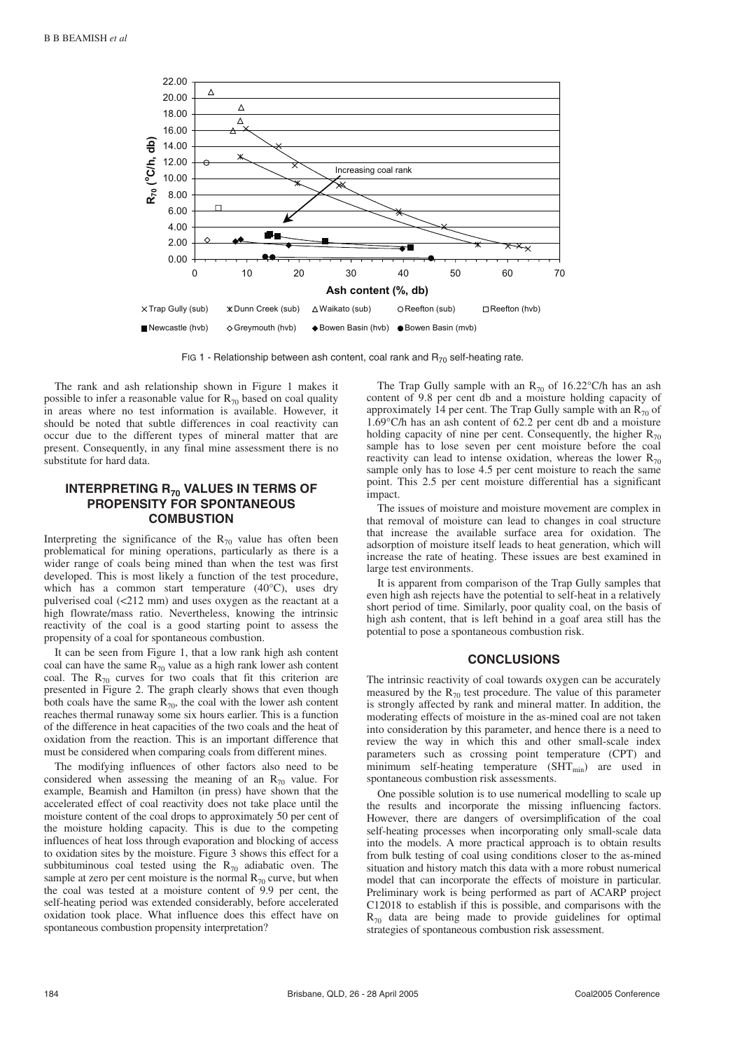FIG 1 - Relationship between ash content, coal rank and $R_{70}$ self-heating rate.

The rank and ash relationship shown in Figure 1 makes it possible to infer a reasonable value for $R_{70}$ based on coal quality in areas where no test information is available. However, it should be noted that subtle differences in coal reactivity can occur due to the different types of mineral matter that are present. Consequently, in any final mine assessment there is no substitute for hard data.

## INTERPRETING $R_{70}$ VALUES IN TERMS OF PROPENSITY FOR SPONTANEOUS COMBUSTION

Interpreting the significance of the $R_{70}$ value has often been problematical for mining operations, particularly as there is a wider range of coals being mined than when the test was first developed. This is most likely a function of the test procedure, which has a common start temperature (40°C), uses dry pulverised coal (<212 mm) and uses oxygen as the reactant at a high flowrate/mass ratio. Nevertheless, knowing the intrinsic reactivity of the coal is a good starting point to assess the propensity of a coal for spontaneous combustion.

It can be seen from Figure 1, that a low rank high ash content coal can have the same $R_{70}$ value as a high rank lower ash content coal. The $R_{70}$ curves for two coals that fit this criterion are presented in Figure 2. The graph clearly shows that even though both coals have the same $R_{70}$, the coal with the lower ash content reaches thermal runaway some six hours earlier. This is a function of the difference in heat capacities of the two coals and the heat of oxidation from the reaction. This is an important difference that must be considered when comparing coals from different mines.

The modifying influences of other factors also need to be considered when assessing the meaning of an $R_{70}$ value. For example, Beamish and Hamilton (in press) have shown that the accelerated effect of coal reactivity does not take place until the moisture content of the coal drops to approximately 50 per cent of the moisture holding capacity. This is due to the competing influences of heat loss through evaporation and blocking of access to oxidation sites by the moisture. Figure 3 shows this effect for a subbituminous coal tested using the $R_{70}$ adiabatic oven. The sample at zero per cent moisture is the normal $R_{70}$ curve, but when the coal was tested at a moisture content of 9.9 per cent, the self-heating period was extended considerably, before accelerated oxidation took place. What influence does this effect have on spontaneous combustion propensity interpretation?

The Trap Gully sample with an $R_{70}$ of 16.22°C/h has an ash content of 9.8 per cent db and a moisture holding capacity of approximately 14 per cent. The Trap Gully sample with an $R_{70}$ of 1.69°C/h has an ash content of 62.2 per cent db and a moisture holding capacity of nine per cent. Consequently, the higher $R_{70}$ sample has to lose seven per cent moisture before the coal reactivity can lead to intense oxidation, whereas the lower $R_{70}$ sample only has to lose 4.5 per cent moisture to reach the same point. This 2.5 per cent moisture differential has a significant impact.

The issues of moisture and moisture movement are complex in that removal of moisture can lead to changes in coal structure that increase the available surface area for oxidation. The adsorption of moisture itself leads to heat generation, which will increase the rate of heating. These issues are best examined in large test environments.

It is apparent from comparison of the Trap Gully samples that even high ash rejects have the potential to self-heat in a relatively short period of time. Similarly, poor quality coal, on the basis of high ash content, that is left behind in a goaf area still has the potential to pose a spontaneous combustion risk.

## CONCLUSIONS

The intrinsic reactivity of coal towards oxygen can be accurately measured by the $R_{70}$ test procedure. The value of this parameter is strongly affected by rank and mineral matter. In addition, the moderating effects of moisture in the as-mined coal are not taken into consideration by this parameter, and hence there is a need to review the way in which this and other small-scale index parameters such as crossing point temperature (CPT) and minimum self-heating temperature ($SHT_{min}$) are used in spontaneous combustion risk assessments.

One possible solution is to use numerical modelling to scale up the results and incorporate the missing influencing factors. However, there are dangers of oversimplification of the coal self-heating processes when incorporating only small-scale data into the models. A more practical approach is to obtain results from bulk testing of coal using conditions closer to the as-mined situation and history match this data with a more robust numerical model that can incorporate the effects of moisture in particular. Preliminary work is being performed as part of ACARP project C12018 to establish if this is possible, and comparisons with the $R_{70}$ data are being made to provide guidelines for optimal strategies of spontaneous combustion risk assessment.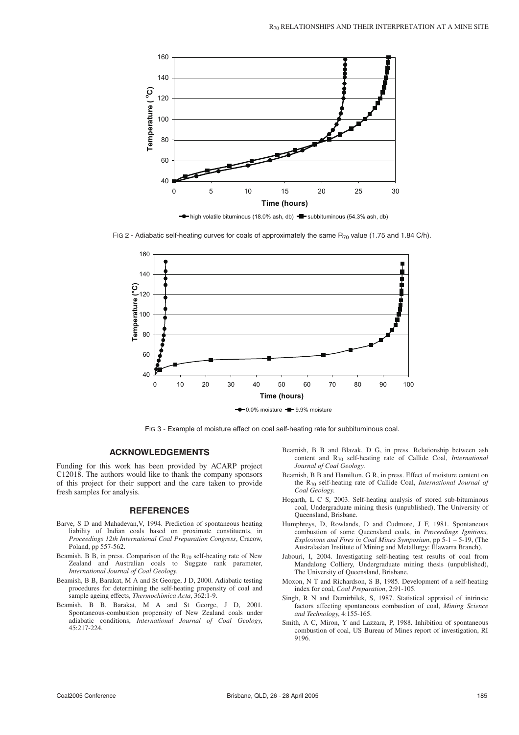160
140
120
100
80
60
40
Temperature ( °C)
0
5
10
15
20
25
30
Time (hours)

high volatile bituminous (18.0% ash, db) subbituminous (54.3% ash, db)

FIG 2 - Adiabatic self-heating curves for coals of approximately the same $R_{70}$ value (1.75 and 1.84 C/h).

160
140
120
100
80
60
40
Temperature (°C)
0
10
20
30
40
50
60
70
80
90
100
Time (hours)

0.0% moisture 9.9% moisture

FIG 3 - Example of moisture effect on coal self-heating rate for subbituminous coal.

## ACKNOWLEDGEMENTS

Funding for this work has been provided by ACARP project C12018. The authors would like to thank the company sponsors of this project for their support and the care taken to provide fresh samples for analysis.

## REFERENCES

Barve, S D and Mahadevan,V, 1994. Prediction of spontaneous heating liability of Indian coals based on proximate constituents, in *Proceedings 12th International Coal Preparation Congress*, Cracow, Poland, pp 557-562.

Beamish, B B, in press. Comparison of the $R_{70}$ self-heating rate of New Zealand and Australian coals to Suggate rank parameter, *International Journal of Coal Geology.*

Beamish, B B, Barakat, M A and St George, J D, 2000. Adiabatic testing procedures for determining the self-heating propensity of coal and sample ageing effects, *Thermochimica Acta*, 362:1-9.

Beamish, B B, Barakat, M A and St George, J D, 2001. Spontaneous-combustion propensity of New Zealand coals under adiabatic conditions, *International Journal of Coal Geology*, 45:217-224.

Beamish, B B and Blazak, D G, in press. Relationship between ash content and $R_{70}$ self-heating rate of Callide Coal, *International Journal of Coal Geology.*

Beamish, B B and Hamilton, G R, in press. Effect of moisture content on the $R_{70}$ self-heating rate of Callide Coal, *International Journal of Coal Geology.*

Hogarth, L C S, 2003. Self-heating analysis of stored sub-bituminous coal, Undergraduate mining thesis (unpublished), The University of Queensland, Brisbane.

Humphreys, D, Rowlands, D and Cudmore, J F, 1981. Spontaneous combustion of some Queensland coals, in *Proceedings Ignitions, Explosions and Fires in Coal Mines Symposium*, pp 5-1 – 5-19, (The Australasian Institute of Mining and Metallurgy: Illawarra Branch).

Jabouri, I, 2004. Investigating self-heating test results of coal from Mandalong Colliery, Undergraduate mining thesis (unpublished), The University of Queensland, Brisbane.

Moxon, N T and Richardson, S B, 1985. Development of a self-heating index for coal, *Coal Preparation*, 2:91-105.

Singh, R N and Demirbilek, S, 1987. Statistical appraisal of intrinsic factors affecting spontaneous combustion of coal, *Mining Science and Technology*, 4:155-165.

Smith, A C, Miron, Y and Lazzara, P, 1988. Inhibition of spontaneous combustion of coal, US Bureau of Mines report of investigation, RI 9196.